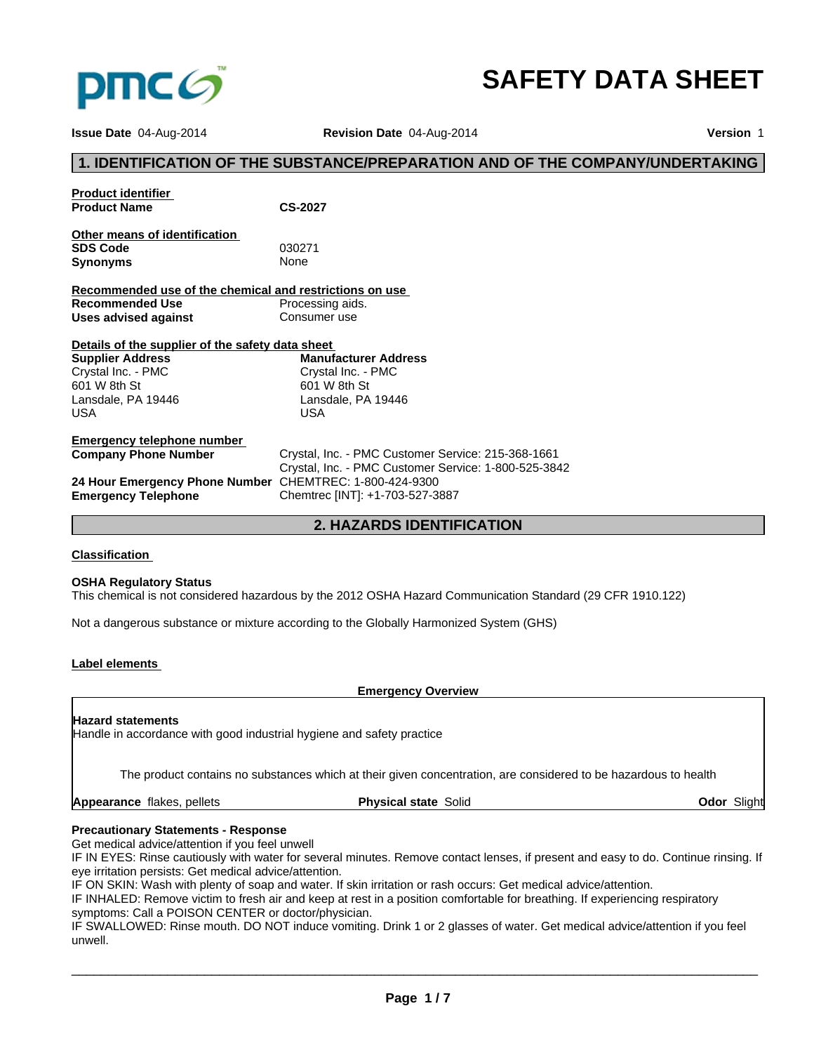# SAFETY DATA SHEET

**Issue Date** 04-Aug-2014 **Revision Date** 04-Aug-2014 **Version** 1

## 1. IDENTIFICATION OF THE SUBSTANCE/PREPARATION AND OF THE COMPANY/UNDERTAKING

**Product identifier**

| | |
|---|---|
| **Product Name** | **CS-2027** |

**Other means of identification**

| | |
|---|---|
| **SDS Code** | 030271 |
| **Synonyms** | None |

**Recommended use of the chemical and restrictions on use**

| | |
|---|---|
| **Recommended Use** | Processing aids. |
| **Uses advised against** | Consumer use |

**Details of the supplier of the safety data sheet**

| **Supplier Address** | **Manufacturer Address** |
|---|---|
| Crystal Inc. - PMC<br>601 W 8th St<br>Lansdale, PA 19446<br>USA | Crystal Inc. - PMC<br>601 W 8th St<br>Lansdale, PA 19446<br>USA |

**Emergency telephone number**

| | |
|---|---|
| **Company Phone Number** | Crystal, Inc. - PMC Customer Service: 215-368-1661<br>Crystal, Inc. - PMC Customer Service: 1-800-525-3842 |
| **24 Hour Emergency Phone Number** | CHEMTREC: 1-800-424-9300 |
| **Emergency Telephone** | Chemtrec [INT]: +1-703-527-3887 |

## 2. HAZARDS IDENTIFICATION

**Classification**

**OSHA Regulatory Status**

This chemical is not considered hazardous by the 2012 OSHA Hazard Communication Standard (29 CFR 1910.122)

Not a dangerous substance or mixture according to the Globally Harmonized System (GHS)

**Label elements**

**Emergency Overview**

**Hazard statements**

Handle in accordance with good industrial hygiene and safety practice

The product contains no substances which at their given concentration, are considered to be hazardous to health

**Appearance** flakes, pellets **Physical state** Solid **Odor** Slight

**Precautionary Statements - Response**

Get medical advice/attention if you feel unwell

IF IN EYES: Rinse cautiously with water for several minutes. Remove contact lenses, if present and easy to do. Continue rinsing. If eye irritation persists: Get medical advice/attention.

IF ON SKIN: Wash with plenty of soap and water. If skin irritation or rash occurs: Get medical advice/attention.

IF INHALED: Remove victim to fresh air and keep at rest in a position comfortable for breathing. If experiencing respiratory symptoms: Call a POISON CENTER or doctor/physician.

IF SWALLOWED: Rinse mouth. DO NOT induce vomiting. Drink 1 or 2 glasses of water. Get medical advice/attention if you feel unwell.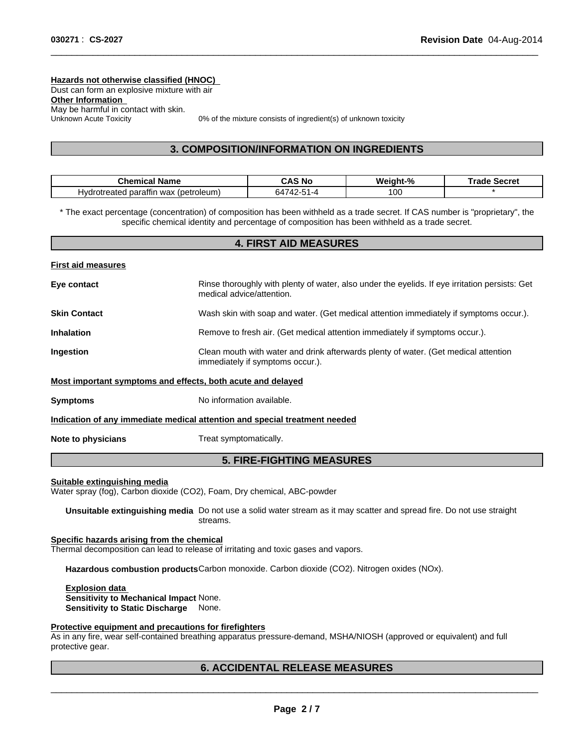**Hazards not otherwise classified (HNOC)**
Dust can form an explosive mixture with air

**Other Information**
May be harmful in contact with skin.

Unknown Acute Toxicity 0% of the mixture consists of ingredient(s) of unknown toxicity

## 3. COMPOSITION/INFORMATION ON INGREDIENTS

| Chemical Name | CAS No | Weight-% | Trade Secret |
|---|---|---|---|
| Hydrotreated paraffin wax (petroleum) | 64742-51-4 | 100 | * |

* The exact percentage (concentration) of composition has been withheld as a trade secret. If CAS number is "proprietary", the specific chemical identity and percentage of composition has been withheld as a trade secret.

## 4. FIRST AID MEASURES

**First aid measures**

**Eye contact** Rinse thoroughly with plenty of water, also under the eyelids. If eye irritation persists: Get medical advice/attention.

**Skin Contact** Wash skin with soap and water. (Get medical attention immediately if symptoms occur.).

**Inhalation** Remove to fresh air. (Get medical attention immediately if symptoms occur.).

**Ingestion** Clean mouth with water and drink afterwards plenty of water. (Get medical attention immediately if symptoms occur.).

**Most important symptoms and effects, both acute and delayed**

**Symptoms** No information available.

**Indication of any immediate medical attention and special treatment needed**

**Note to physicians** Treat symptomatically.

## 5. FIRE-FIGHTING MEASURES

**Suitable extinguishing media**
Water spray (fog), Carbon dioxide ($CO_2$), Foam, Dry chemical, ABC-powder

**Unsuitable extinguishing media** Do not use a solid water stream as it may scatter and spread fire. Do not use straight streams.

**Specific hazards arising from the chemical**
Thermal decomposition can lead to release of irritating and toxic gases and vapors.

**Hazardous combustion products** Carbon monoxide. Carbon dioxide ($CO_2$). Nitrogen oxides ($NO_x$).

**Explosion data**
**Sensitivity to Mechanical Impact** None.
**Sensitivity to Static Discharge** None.

**Protective equipment and precautions for firefighters**
As in any fire, wear self-contained breathing apparatus pressure-demand, MSHA/NIOSH (approved or equivalent) and full protective gear.

## 6. ACCIDENTAL RELEASE MEASURES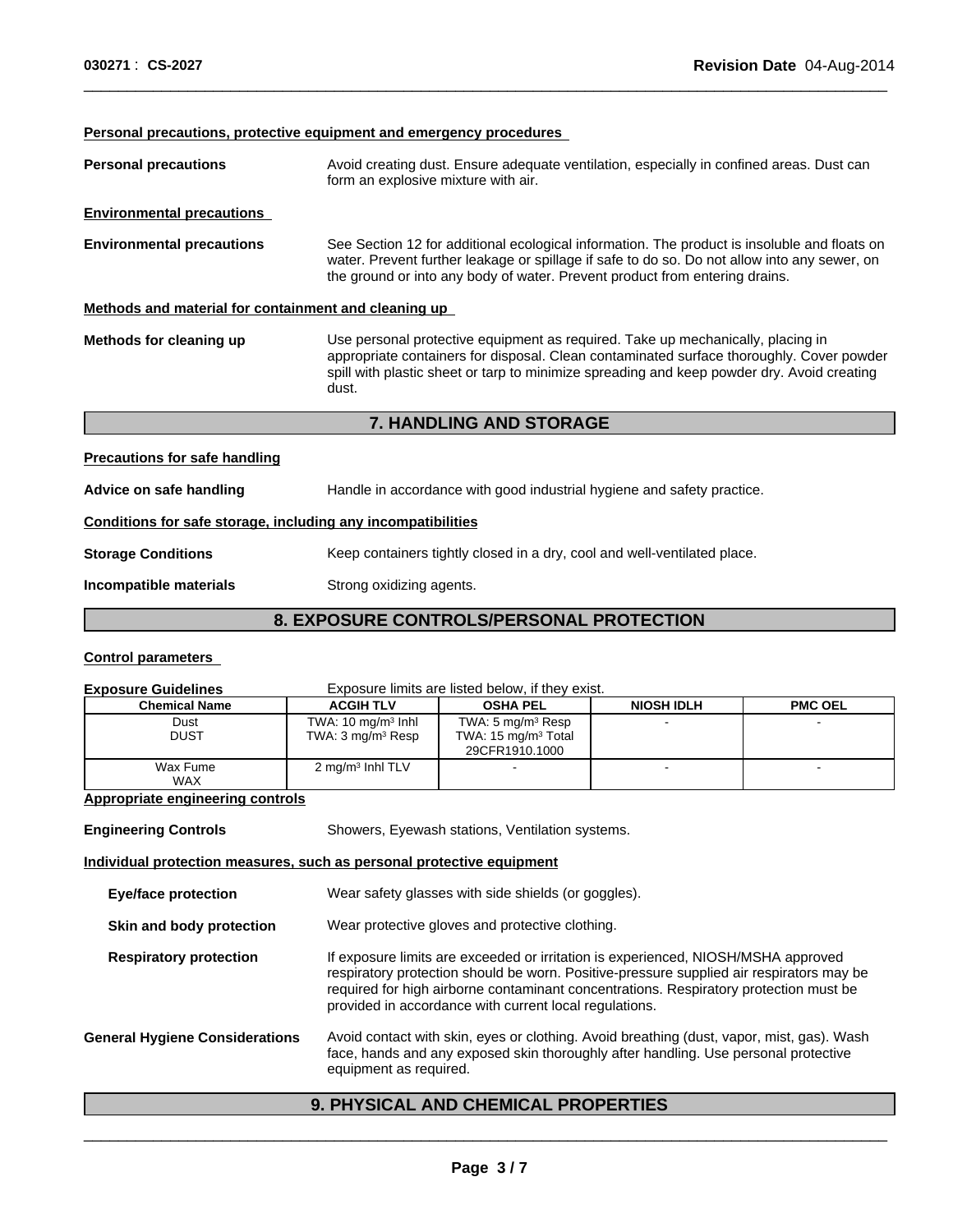**Personal precautions, protective equipment and emergency procedures**

**Personal precautions** Avoid creating dust. Ensure adequate ventilation, especially in confined areas. Dust can form an explosive mixture with air.

**Environmental precautions**

**Environmental precautions** See Section 12 for additional ecological information. The product is insoluble and floats on water. Prevent further leakage or spillage if safe to do so. Do not allow into any sewer, on the ground or into any body of water. Prevent product from entering drains.

**Methods and material for containment and cleaning up**

**Methods for cleaning up** Use personal protective equipment as required. Take up mechanically, placing in appropriate containers for disposal. Clean contaminated surface thoroughly. Cover powder spill with plastic sheet or tarp to minimize spreading and keep powder dry. Avoid creating dust.

## 7. HANDLING AND STORAGE

**Precautions for safe handling**

**Advice on safe handling** Handle in accordance with good industrial hygiene and safety practice.

**Conditions for safe storage, including any incompatibilities**

**Storage Conditions** Keep containers tightly closed in a dry, cool and well-ventilated place.

**Incompatible materials** Strong oxidizing agents.

## 8. EXPOSURE CONTROLS/PERSONAL PROTECTION

**Control parameters**

**Exposure Guidelines** Exposure limits are listed below, if they exist.

| Chemical Name | ACGIH TLV | OSHA PEL | NIOSH IDLH | PMC OEL |
|---|---|---|---|---|
| Dust<br>DUST | TWA: 10 mg/m³ Inhl<br>TWA: 3 mg/m³ Resp | TWA: 5 mg/m³ Resp<br>TWA: 15 mg/m³ Total<br>29CFR1910.1000 | - | - |
| Wax Fume<br>WAX | 2 mg/m³ Inhl TLV | - | - | - |

**Appropriate engineering controls**

**Engineering Controls** Showers, Eyewash stations, Ventilation systems.

**Individual protection measures, such as personal protective equipment**

**Eye/face protection** Wear safety glasses with side shields (or goggles).

**Skin and body protection** Wear protective gloves and protective clothing.

**Respiratory protection** If exposure limits are exceeded or irritation is experienced, NIOSH/MSHA approved respiratory protection should be worn. Positive-pressure supplied air respirators may be required for high airborne contaminant concentrations. Respiratory protection must be provided in accordance with current local regulations.

**General Hygiene Considerations** Avoid contact with skin, eyes or clothing. Avoid breathing (dust, vapor, mist, gas). Wash face, hands and any exposed skin thoroughly after handling. Use personal protective equipment as required.

## 9. PHYSICAL AND CHEMICAL PROPERTIES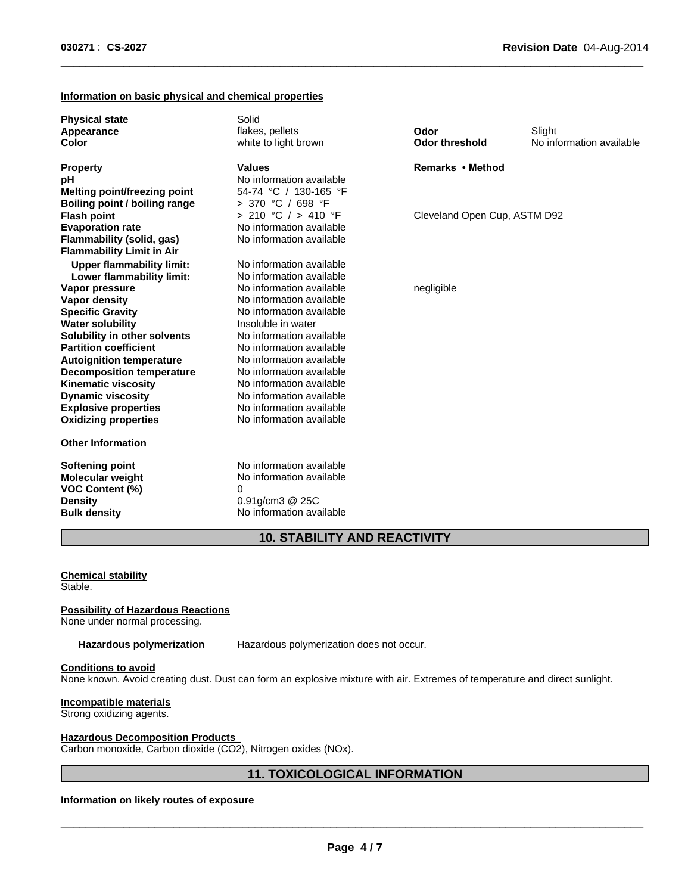### Information on basic physical and chemical properties

| | | | |
|---|---|---|---|
| **Physical state** | Solid | | |
| **Appearance** | flakes, pellets | **Odor** | Slight |
| **Color** | white to light brown | **Odor threshold** | No information available |

| Property | Values | Remarks • Method |
|---|---|---|
| **pH** | No information available | |
| **Melting point/freezing point** | 54-74 °C / 130-165 °F | |
| **Boiling point / boiling range** | > 370 °C / 698 °F | |
| **Flash point** | > 210 °C / > 410 °F | Cleveland Open Cup, ASTM D92 |
| **Evaporation rate** | No information available | |
| **Flammability (solid, gas)** | No information available | |
| **Flammability Limit in Air** | | |
| **Upper flammability limit:** | No information available | |
| **Lower flammability limit:** | No information available | |
| **Vapor pressure** | No information available | negligible |
| **Vapor density** | No information available | |
| **Specific Gravity** | No information available | |
| **Water solubility** | Insoluble in water | |
| **Solubility in other solvents** | No information available | |
| **Partition coefficient** | No information available | |
| **Autoignition temperature** | No information available | |
| **Decomposition temperature** | No information available | |
| **Kinematic viscosity** | No information available | |
| **Dynamic viscosity** | No information available | |
| **Explosive properties** | No information available | |
| **Oxidizing properties** | No information available | |

**Other Information**

| | |
|---|---|
| **Softening point** | No information available |
| **Molecular weight** | No information available |
| **VOC Content (%)** | 0 |
| **Density** | 0.91g/cm3 @ 25C |
| **Bulk density** | No information available |

## 10. STABILITY AND REACTIVITY

**Chemical stability**
Stable.

**Possibility of Hazardous Reactions**
None under normal processing.

**Hazardous polymerization** Hazardous polymerization does not occur.

**Conditions to avoid**
None known. Avoid creating dust. Dust can form an explosive mixture with air. Extremes of temperature and direct sunlight.

**Incompatible materials**
Strong oxidizing agents.

**Hazardous Decomposition Products**
Carbon monoxide, Carbon dioxide ($CO_2$), Nitrogen oxides ($NO_x$).

## 11. TOXICOLOGICAL INFORMATION

**Information on likely routes of exposure**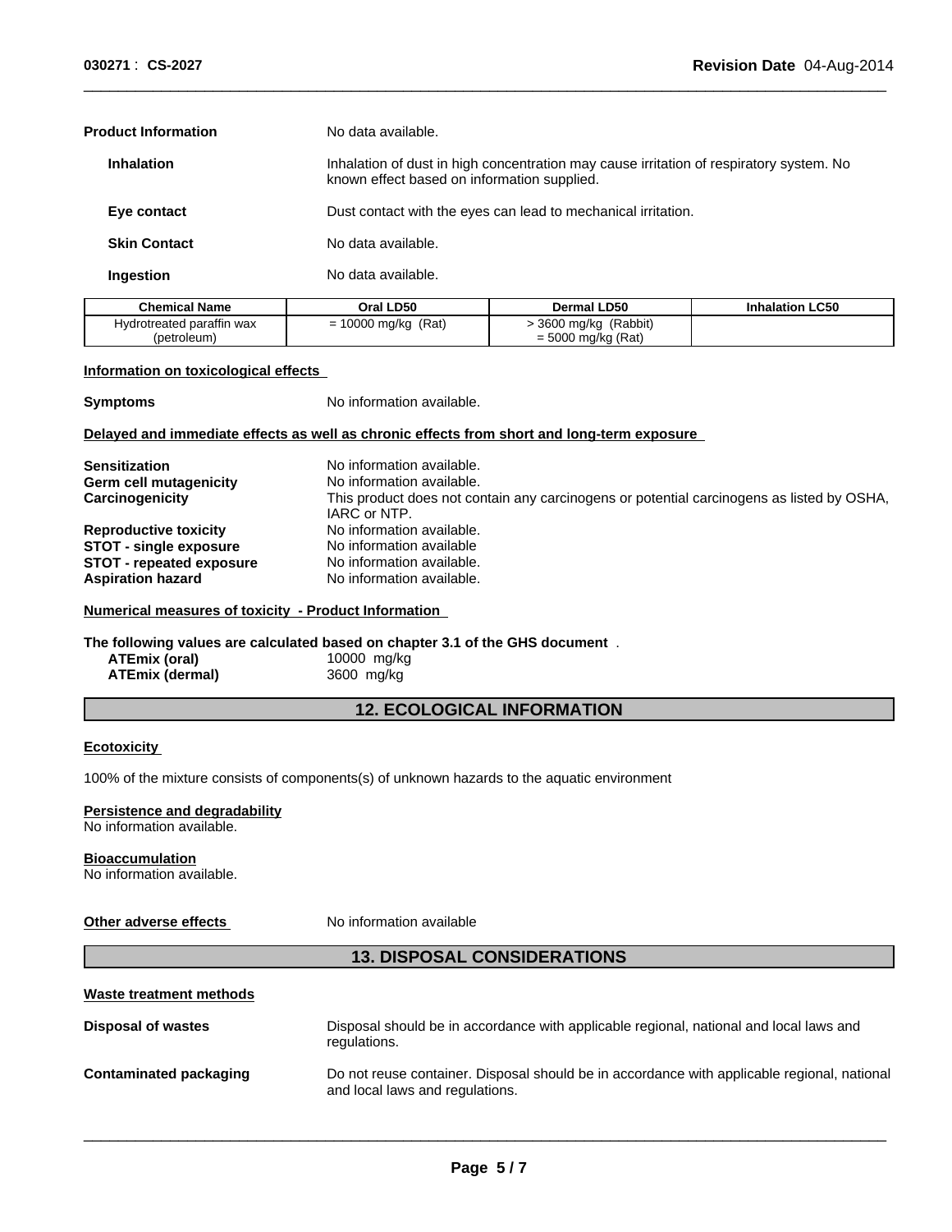**Product Information** No data available.

**Inhalation** Inhalation of dust in high concentration may cause irritation of respiratory system. No known effect based on information supplied.

**Eye contact** Dust contact with the eyes can lead to mechanical irritation.

**Skin Contact** No data available.

**Ingestion** No data available.

| Chemical Name | Oral LD50 | Dermal LD50 | Inhalation LC50 |
|---|---|---|---|
| Hydrotreated paraffin wax (petroleum) | = 10000 mg/kg (Rat) | > 3600 mg/kg (Rabbit) = 5000 mg/kg (Rat) | |

**Information on toxicological effects**

**Symptoms** No information available.

**Delayed and immediate effects as well as chronic effects from short and long-term exposure**

**Sensitization** No information available.
**Germ cell mutagenicity** No information available.
**Carcinogenicity** This product does not contain any carcinogens or potential carcinogens as listed by OSHA, IARC or NTP.
**Reproductive toxicity** No information available.
**STOT - single exposure** No information available
**STOT - repeated exposure** No information available.
**Aspiration hazard** No information available.

**Numerical measures of toxicity - Product Information**

**The following values are calculated based on chapter 3.1 of the GHS document** .
**ATEmix (oral)** 10000 mg/kg
**ATEmix (dermal)** 3600 mg/kg

## 12. ECOLOGICAL INFORMATION

**Ecotoxicity**

100% of the mixture consists of components(s) of unknown hazards to the aquatic environment

**Persistence and degradability**
No information available.

**Bioaccumulation**
No information available.

**Other adverse effects** No information available

## 13. DISPOSAL CONSIDERATIONS

**Waste treatment methods**

**Disposal of wastes** Disposal should be in accordance with applicable regional, national and local laws and regulations.

**Contaminated packaging** Do not reuse container. Disposal should be in accordance with applicable regional, national and local laws and regulations.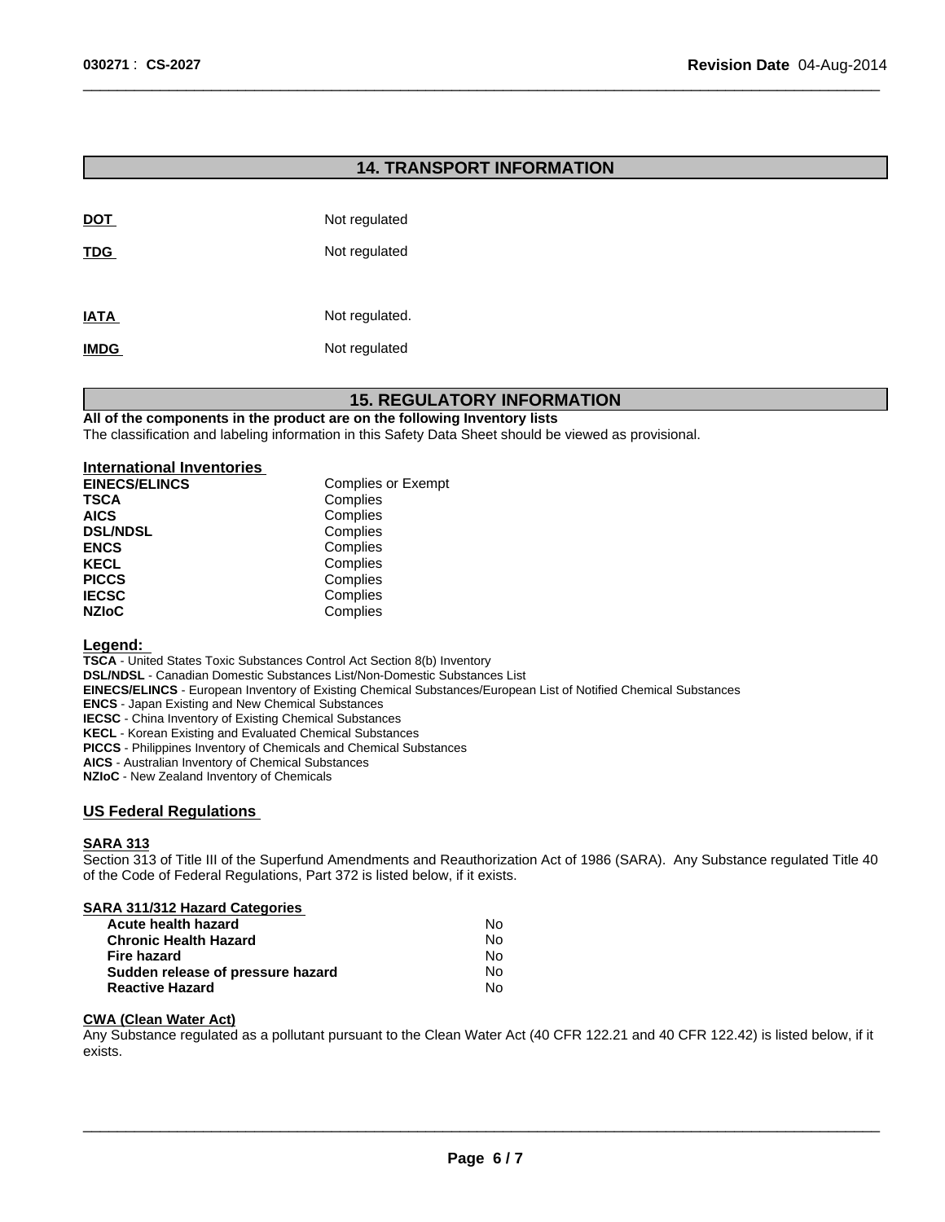## 14. TRANSPORT INFORMATION

| | |
|---|---|
| **DOT** | Not regulated |
| **TDG** | Not regulated |
| **IATA** | Not regulated. |
| **IMDG** | Not regulated |

## 15. REGULATORY INFORMATION

**All of the components in the product are on the following Inventory lists**

The classification and labeling information in this Safety Data Sheet should be viewed as provisional.

### International Inventories

| | |
|---|---|
| **EINECS/ELINCS** | Complies or Exempt |
| **TSCA** | Complies |
| **AICS** | Complies |
| **DSL/NDSL** | Complies |
| **ENCS** | Complies |
| **KECL** | Complies |
| **PICCS** | Complies |
| **IECSC** | Complies |
| **NZIoC** | Complies |

### Legend:

**TSCA** - United States Toxic Substances Control Act Section 8(b) Inventory
**DSL/NDSL** - Canadian Domestic Substances List/Non-Domestic Substances List
**EINECS/ELINCS** - European Inventory of Existing Chemical Substances/European List of Notified Chemical Substances
**ENCS** - Japan Existing and New Chemical Substances
**IECSC** - China Inventory of Existing Chemical Substances
**KECL** - Korean Existing and Evaluated Chemical Substances
**PICCS** - Philippines Inventory of Chemicals and Chemical Substances
**AICS** - Australian Inventory of Chemical Substances
**NZIoC** - New Zealand Inventory of Chemicals

### US Federal Regulations

#### SARA 313

Section 313 of Title III of the Superfund Amendments and Reauthorization Act of 1986 (SARA). Any Substance regulated Title 40 of the Code of Federal Regulations, Part 372 is listed below, if it exists.

#### SARA 311/312 Hazard Categories

| | |
|---|---|
| **Acute health hazard** | No |
| **Chronic Health Hazard** | No |
| **Fire hazard** | No |
| **Sudden release of pressure hazard** | No |
| **Reactive Hazard** | No |

#### CWA (Clean Water Act)

Any Substance regulated as a pollutant pursuant to the Clean Water Act (40 CFR 122.21 and 40 CFR 122.42) is listed below, if it exists.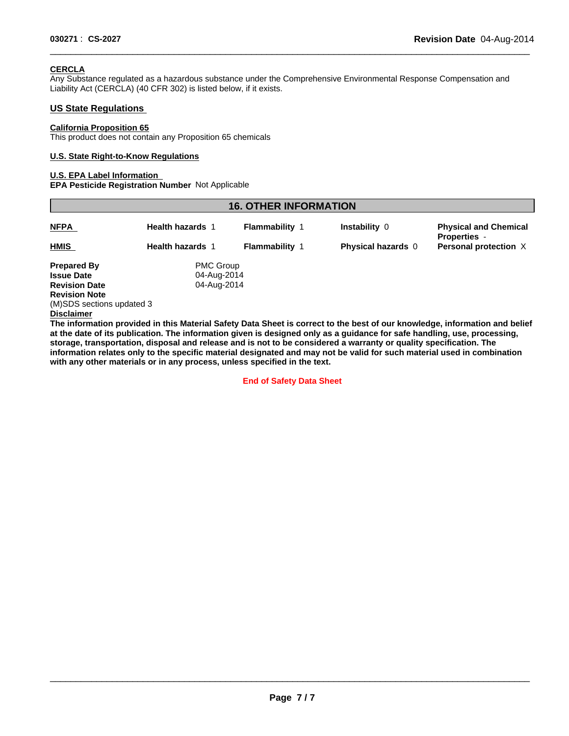**CERCLA**

Any Substance regulated as a hazardous substance under the Comprehensive Environmental Response Compensation and Liability Act (CERCLA) (40 CFR 302) is listed below, if it exists.

## US State Regulations

**California Proposition 65**

This product does not contain any Proposition 65 chemicals

**U.S. State Right-to-Know Regulations**

**U.S. EPA Label Information**

**EPA Pesticide Registration Number** Not Applicable

## 16. OTHER INFORMATION

| | | | | |
|---|---|---|---|---|
| **NFPA** | **Health hazards** 1 | **Flammability** 1 | **Instability** 0 | **Physical and Chemical Properties** - |
| **HMIS** | **Health hazards** 1 | **Flammability** 1 | **Physical hazards** 0 | **Personal protection** X |

**Prepared By** PMC Group
**Issue Date** 04-Aug-2014
**Revision Date** 04-Aug-2014
**Revision Note**
(M)SDS sections updated 3

**Disclaimer**

**The information provided in this Material Safety Data Sheet is correct to the best of our knowledge, information and belief at the date of its publication. The information given is designed only as a guidance for safe handling, use, processing, storage, transportation, disposal and release and is not to be considered a warranty or quality specification. The information relates only to the specific material designated and may not be valid for such material used in combination with any other materials or in any process, unless specified in the text.**

**End of Safety Data Sheet**